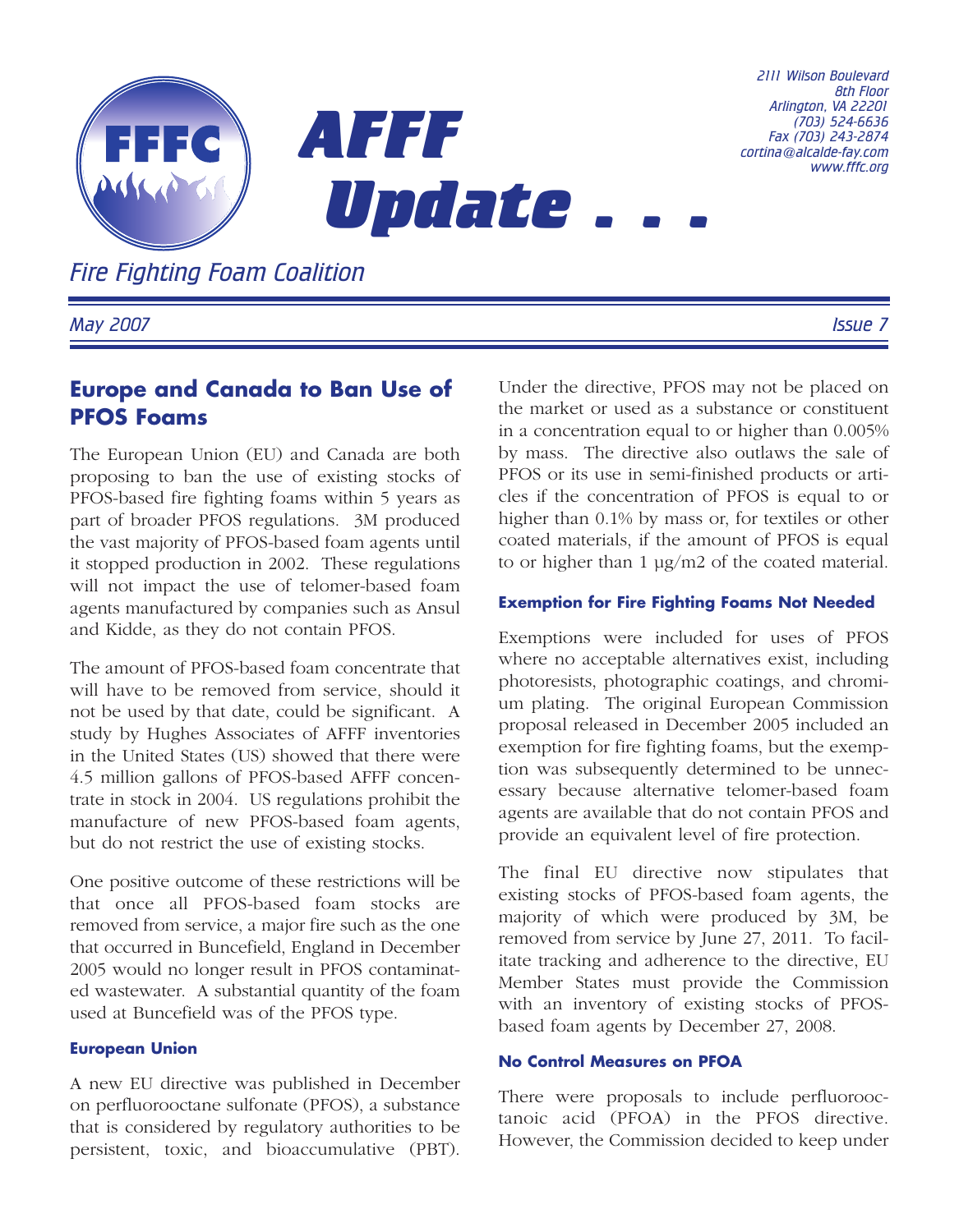# AFFF Update . . .

FFFC

*Fire Fighting Foam Coalition*

*2111 Wilson Boulevard*
*8th Floor*
*Arlington, VA 22201*
*(703) 524-6636*
*Fax (703) 243-2874*
*cortina@alcalde-fay.com*
*www.fffc.org*

*May 2007* *Issue 7*

## Europe and Canada to Ban Use of PFOS Foams

The European Union (EU) and Canada are both proposing to ban the use of existing stocks of PFOS-based fire fighting foams within 5 years as part of broader PFOS regulations. 3M produced the vast majority of PFOS-based foam agents until it stopped production in 2002. These regulations will not impact the use of telomer-based foam agents manufactured by companies such as Ansul and Kidde, as they do not contain PFOS.

The amount of PFOS-based foam concentrate that will have to be removed from service, should it not be used by that date, could be significant. A study by Hughes Associates of AFFF inventories in the United States (US) showed that there were 4.5 million gallons of PFOS-based AFFF concentrate in stock in 2004. US regulations prohibit the manufacture of new PFOS-based foam agents, but do not restrict the use of existing stocks.

One positive outcome of these restrictions will be that once all PFOS-based foam stocks are removed from service, a major fire such as the one that occurred in Buncefield, England in December 2005 would no longer result in PFOS contaminated wastewater. A substantial quantity of the foam used at Buncefield was of the PFOS type.

#### European Union

A new EU directive was published in December on perfluorooctane sulfonate (PFOS), a substance that is considered by regulatory authorities to be persistent, toxic, and bioaccumulative (PBT). Under the directive, PFOS may not be placed on the market or used as a substance or constituent in a concentration equal to or higher than 0.005% by mass. The directive also outlaws the sale of PFOS or its use in semi-finished products or articles if the concentration of PFOS is equal to or higher than 0.1% by mass or, for textiles or other coated materials, if the amount of PFOS is equal to or higher than 1 µg/m2 of the coated material.

#### Exemption for Fire Fighting Foams Not Needed

Exemptions were included for uses of PFOS where no acceptable alternatives exist, including photoresists, photographic coatings, and chromium plating. The original European Commission proposal released in December 2005 included an exemption for fire fighting foams, but the exemption was subsequently determined to be unnecessary because alternative telomer-based foam agents are available that do not contain PFOS and provide an equivalent level of fire protection.

The final EU directive now stipulates that existing stocks of PFOS-based foam agents, the majority of which were produced by 3M, be removed from service by June 27, 2011. To facilitate tracking and adherence to the directive, EU Member States must provide the Commission with an inventory of existing stocks of PFOS-based foam agents by December 27, 2008.

#### No Control Measures on PFOA

There were proposals to include perfluorooctanoic acid (PFOA) in the PFOS directive. However, the Commission decided to keep under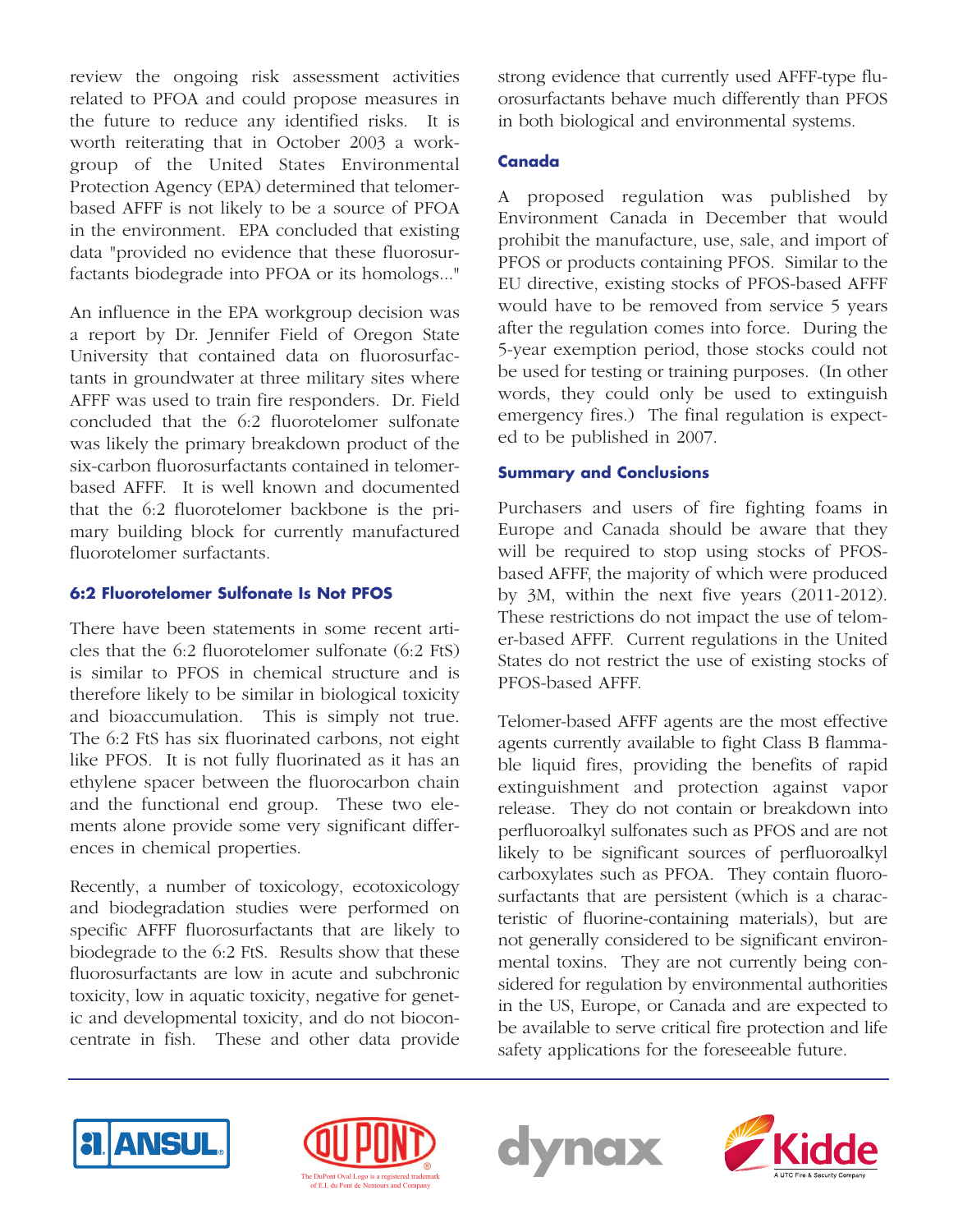review the ongoing risk assessment activities related to PFOA and could propose measures in the future to reduce any identified risks. It is worth reiterating that in October 2003 a workgroup of the United States Environmental Protection Agency (EPA) determined that telomer-based AFFF is not likely to be a source of PFOA in the environment. EPA concluded that existing data "provided no evidence that these fluorosurfactants biodegrade into PFOA or its homologs..."

An influence in the EPA workgroup decision was a report by Dr. Jennifer Field of Oregon State University that contained data on fluorosurfactants in groundwater at three military sites where AFFF was used to train fire responders. Dr. Field concluded that the 6:2 fluorotelomer sulfonate was likely the primary breakdown product of the six-carbon fluorosurfactants contained in telomer-based AFFF. It is well known and documented that the 6:2 fluorotelomer backbone is the primary building block for currently manufactured fluorotelomer surfactants.

### 6:2 Fluorotelomer Sulfonate Is Not PFOS

There have been statements in some recent articles that the 6:2 fluorotelomer sulfonate (6:2 FtS) is similar to PFOS in chemical structure and is therefore likely to be similar in biological toxicity and bioaccumulation. This is simply not true. The 6:2 FtS has six fluorinated carbons, not eight like PFOS. It is not fully fluorinated as it has an ethylene spacer between the fluorocarbon chain and the functional end group. These two elements alone provide some very significant differences in chemical properties.

Recently, a number of toxicology, ecotoxicology and biodegradation studies were performed on specific AFFF fluorosurfactants that are likely to biodegrade to the 6:2 FtS. Results show that these fluorosurfactants are low in acute and subchronic toxicity, low in aquatic toxicity, negative for genetic and developmental toxicity, and do not bioconcentrate in fish. These and other data provide strong evidence that currently used AFFF-type fluorosurfactants behave much differently than PFOS in both biological and environmental systems.

### Canada

A proposed regulation was published by Environment Canada in December that would prohibit the manufacture, use, sale, and import of PFOS or products containing PFOS. Similar to the EU directive, existing stocks of PFOS-based AFFF would have to be removed from service 5 years after the regulation comes into force. During the 5-year exemption period, those stocks could not be used for testing or training purposes. (In other words, they could only be used to extinguish emergency fires.) The final regulation is expected to be published in 2007.

### Summary and Conclusions

Purchasers and users of fire fighting foams in Europe and Canada should be aware that they will be required to stop using stocks of PFOS-based AFFF, the majority of which were produced by 3M, within the next five years (2011-2012). These restrictions do not impact the use of telomer-based AFFF. Current regulations in the United States do not restrict the use of existing stocks of PFOS-based AFFF.

Telomer-based AFFF agents are the most effective agents currently available to fight Class B flammable liquid fires, providing the benefits of rapid extinguishment and protection against vapor release. They do not contain or breakdown into perfluoroalkyl sulfonates such as PFOS and are not likely to be significant sources of perfluoroalkyl carboxylates such as PFOA. They contain fluorosurfactants that are persistent (which is a characteristic of fluorine-containing materials), but are not generally considered to be significant environmental toxins. They are not currently being considered for regulation by environmental authorities in the US, Europe, or Canada and are expected to be available to serve critical fire protection and life safety applications for the foreseeable future.

ANSUL

The DuPont Oval Logo is a registered trademark of E.I. du Pont de Nemours and Company

dynax

Kidde
A UTC Fire & Security Company